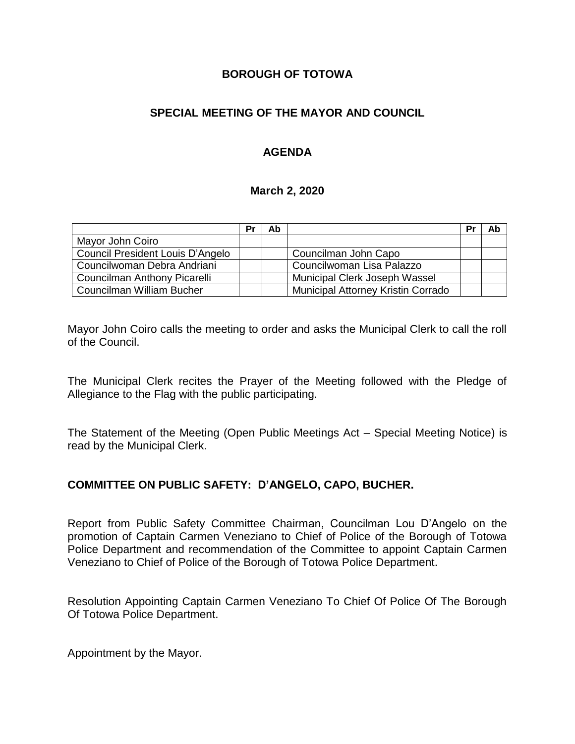# BOROUGH OF TOTOWA

## SPECIAL MEETING OF THE MAYOR AND COUNCIL

## AGENDA

### March 2, 2020

| | Pr | Ab | | Pr | Ab |
|---|---|---|---|---|---|
| Mayor John Coiro | | | | | |
| Council President Louis D'Angelo | | | Councilman John Capo | | |
| Councilwoman Debra Andriani | | | Councilwoman Lisa Palazzo | | |
| Councilman Anthony Picarelli | | | Municipal Clerk Joseph Wassel | | |
| Councilman William Bucher | | | Municipal Attorney Kristin Corrado | | |

Mayor John Coiro calls the meeting to order and asks the Municipal Clerk to call the roll of the Council.

The Municipal Clerk recites the Prayer of the Meeting followed with the Pledge of Allegiance to the Flag with the public participating.

The Statement of the Meeting (Open Public Meetings Act – Special Meeting Notice) is read by the Municipal Clerk.

**COMMITTEE ON PUBLIC SAFETY: D'ANGELO, CAPO, BUCHER.**

Report from Public Safety Committee Chairman, Councilman Lou D'Angelo on the promotion of Captain Carmen Veneziano to Chief of Police of the Borough of Totowa Police Department and recommendation of the Committee to appoint Captain Carmen Veneziano to Chief of Police of the Borough of Totowa Police Department.

Resolution Appointing Captain Carmen Veneziano To Chief Of Police Of The Borough Of Totowa Police Department.

Appointment by the Mayor.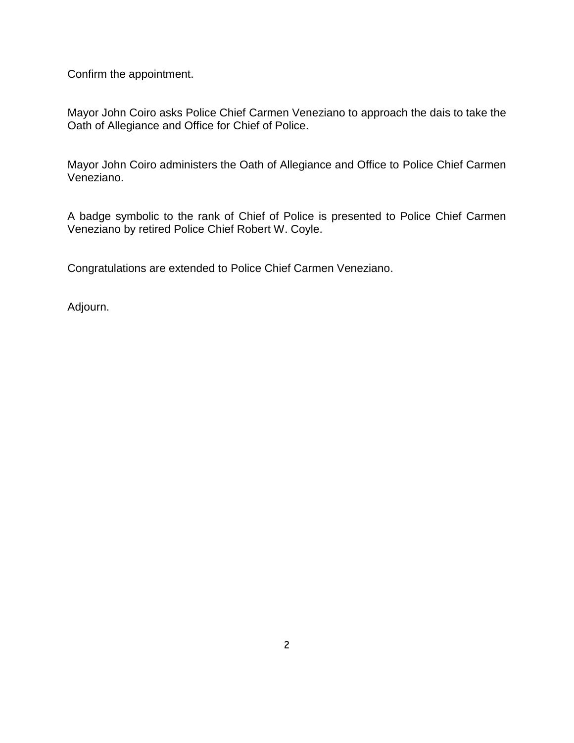Confirm the appointment.

Mayor John Coiro asks Police Chief Carmen Veneziano to approach the dais to take the Oath of Allegiance and Office for Chief of Police.

Mayor John Coiro administers the Oath of Allegiance and Office to Police Chief Carmen Veneziano.

A badge symbolic to the rank of Chief of Police is presented to Police Chief Carmen Veneziano by retired Police Chief Robert W. Coyle.

Congratulations are extended to Police Chief Carmen Veneziano.

Adjourn.